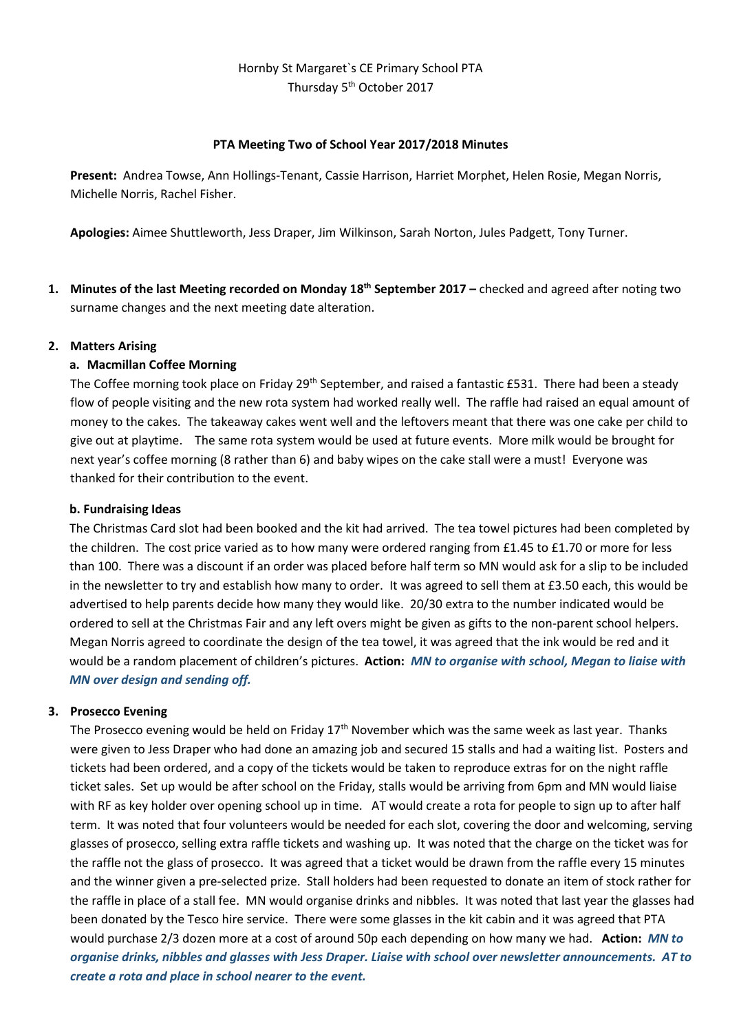Hornby St Margaret`s CE Primary School PTA
Thursday 5th October 2017

**PTA Meeting Two of School Year 2017/2018 Minutes**

**Present:** Andrea Towse, Ann Hollings-Tenant, Cassie Harrison, Harriet Morphet, Helen Rosie, Megan Norris, Michelle Norris, Rachel Fisher.

**Apologies:** Aimee Shuttleworth, Jess Draper, Jim Wilkinson, Sarah Norton, Jules Padgett, Tony Turner.

1. **Minutes of the last Meeting recorded on Monday 18th September 2017 –** checked and agreed after noting two surname changes and the next meeting date alteration.

2. **Matters Arising**

   **a. Macmillan Coffee Morning**

   The Coffee morning took place on Friday 29th September, and raised a fantastic £531. There had been a steady flow of people visiting and the new rota system had worked really well. The raffle had raised an equal amount of money to the cakes. The takeaway cakes went well and the leftovers meant that there was one cake per child to give out at playtime. The same rota system would be used at future events. More milk would be brought for next year's coffee morning (8 rather than 6) and baby wipes on the cake stall were a must! Everyone was thanked for their contribution to the event.

   **b. Fundraising Ideas**

   The Christmas Card slot had been booked and the kit had arrived. The tea towel pictures had been completed by the children. The cost price varied as to how many were ordered ranging from £1.45 to £1.70 or more for less than 100. There was a discount if an order was placed before half term so MN would ask for a slip to be included in the newsletter to try and establish how many to order. It was agreed to sell them at £3.50 each, this would be advertised to help parents decide how many they would like. 20/30 extra to the number indicated would be ordered to sell at the Christmas Fair and any left overs might be given as gifts to the non-parent school helpers. Megan Norris agreed to coordinate the design of the tea towel, it was agreed that the ink would be red and it would be a random placement of children's pictures. **Action:** ***MN to organise with school, Megan to liaise with MN over design and sending off.***

3. **Prosecco Evening**

   The Prosecco evening would be held on Friday 17th November which was the same week as last year. Thanks were given to Jess Draper who had done an amazing job and secured 15 stalls and had a waiting list. Posters and tickets had been ordered, and a copy of the tickets would be taken to reproduce extras for on the night raffle ticket sales. Set up would be after school on the Friday, stalls would be arriving from 6pm and MN would liaise with RF as key holder over opening school up in time. AT would create a rota for people to sign up to after half term. It was noted that four volunteers would be needed for each slot, covering the door and welcoming, serving glasses of prosecco, selling extra raffle tickets and washing up. It was noted that the charge on the ticket was for the raffle not the glass of prosecco. It was agreed that a ticket would be drawn from the raffle every 15 minutes and the winner given a pre-selected prize. Stall holders had been requested to donate an item of stock rather for the raffle in place of a stall fee. MN would organise drinks and nibbles. It was noted that last year the glasses had been donated by the Tesco hire service. There were some glasses in the kit cabin and it was agreed that PTA would purchase 2/3 dozen more at a cost of around 50p each depending on how many we had. **Action:** ***MN to organise drinks, nibbles and glasses with Jess Draper. Liaise with school over newsletter announcements. AT to create a rota and place in school nearer to the event.***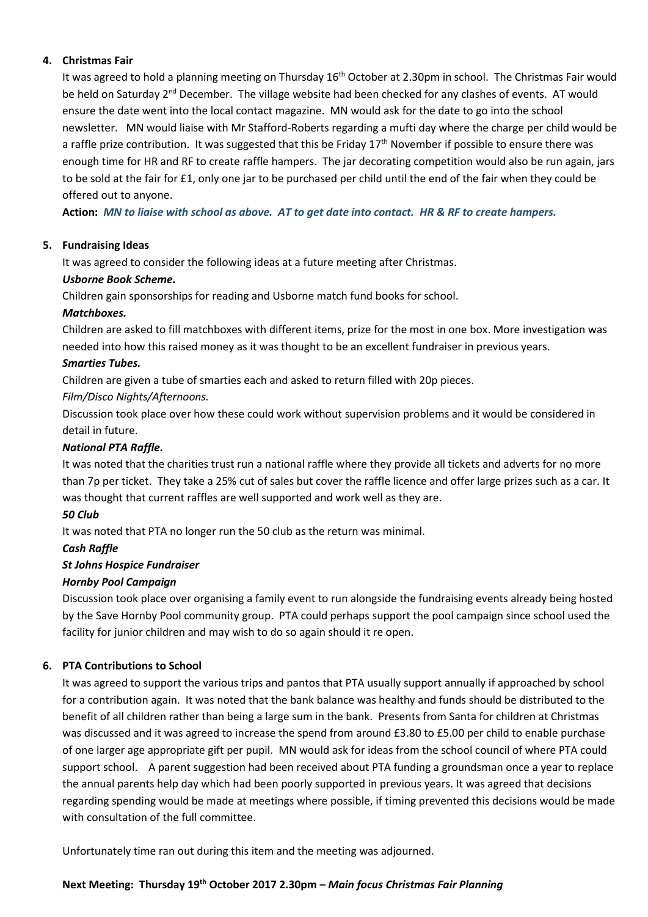**4. Christmas Fair**

It was agreed to hold a planning meeting on Thursday 16th October at 2.30pm in school. The Christmas Fair would be held on Saturday 2nd December. The village website had been checked for any clashes of events. AT would ensure the date went into the local contact magazine. MN would ask for the date to go into the school newsletter. MN would liaise with Mr Stafford-Roberts regarding a mufti day where the charge per child would be a raffle prize contribution. It was suggested that this be Friday 17th November if possible to ensure there was enough time for HR and RF to create raffle hampers. The jar decorating competition would also be run again, jars to be sold at the fair for £1, only one jar to be purchased per child until the end of the fair when they could be offered out to anyone.

**Action:** ***MN to liaise with school as above. AT to get date into contact. HR & RF to create hampers.***

**5. Fundraising Ideas**

It was agreed to consider the following ideas at a future meeting after Christmas.

***Usborne Book Scheme.***

Children gain sponsorships for reading and Usborne match fund books for school.

***Matchboxes.***

Children are asked to fill matchboxes with different items, prize for the most in one box. More investigation was needed into how this raised money as it was thought to be an excellent fundraiser in previous years.

***Smarties Tubes.***

Children are given a tube of smarties each and asked to return filled with 20p pieces.

*Film/Disco Nights/Afternoons.*

Discussion took place over how these could work without supervision problems and it would be considered in detail in future.

***National PTA Raffle.***

It was noted that the charities trust run a national raffle where they provide all tickets and adverts for no more than 7p per ticket. They take a 25% cut of sales but cover the raffle licence and offer large prizes such as a car. It was thought that current raffles are well supported and work well as they are.

***50 Club***

It was noted that PTA no longer run the 50 club as the return was minimal.

***Cash Raffle***

***St Johns Hospice Fundraiser***

***Hornby Pool Campaign***

Discussion took place over organising a family event to run alongside the fundraising events already being hosted by the Save Hornby Pool community group. PTA could perhaps support the pool campaign since school used the facility for junior children and may wish to do so again should it re open.

**6. PTA Contributions to School**

It was agreed to support the various trips and pantos that PTA usually support annually if approached by school for a contribution again. It was noted that the bank balance was healthy and funds should be distributed to the benefit of all children rather than being a large sum in the bank. Presents from Santa for children at Christmas was discussed and it was agreed to increase the spend from around £3.80 to £5.00 per child to enable purchase of one larger age appropriate gift per pupil. MN would ask for ideas from the school council of where PTA could support school. A parent suggestion had been received about PTA funding a groundsman once a year to replace the annual parents help day which had been poorly supported in previous years. It was agreed that decisions regarding spending would be made at meetings where possible, if timing prevented this decisions would be made with consultation of the full committee.

Unfortunately time ran out during this item and the meeting was adjourned.

**Next Meeting: Thursday 19th October 2017 2.30pm –** ***Main focus Christmas Fair Planning***